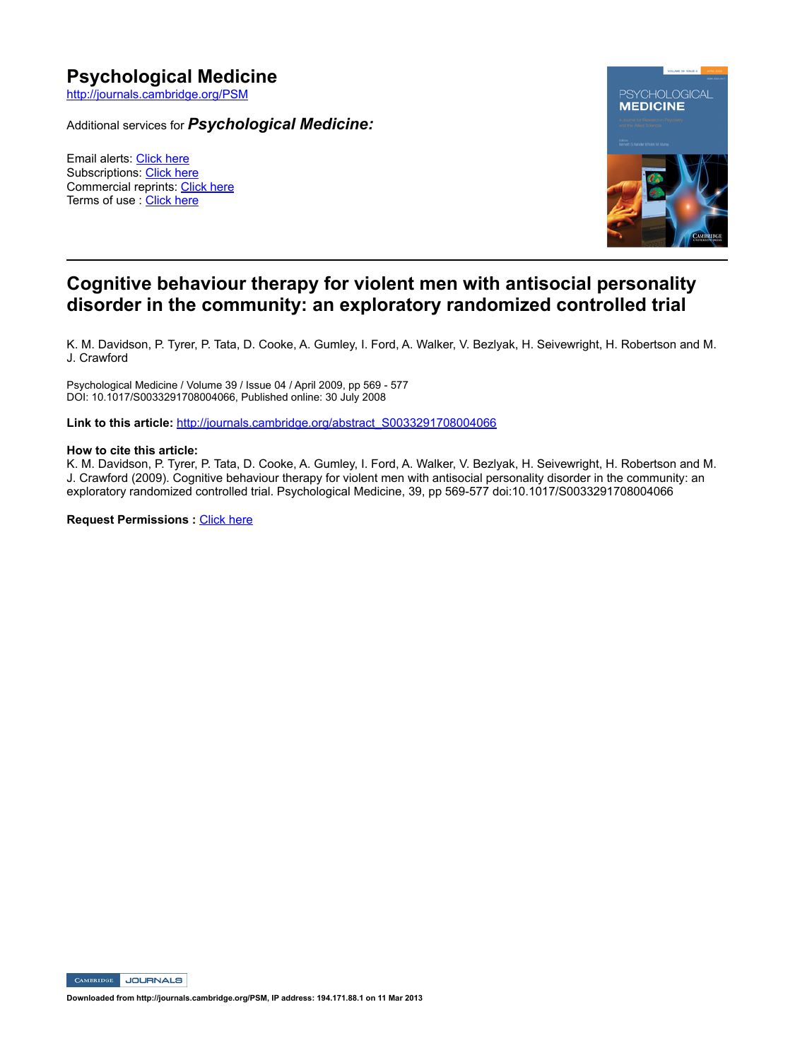# Psychological Medicine

http://journals.cambridge.org/PSM

Additional services for ***Psychological Medicine:***

Email alerts: Click here
Subscriptions: Click here
Commercial reprints: Click here
Terms of use : Click here

---

## Cognitive behaviour therapy for violent men with antisocial personality disorder in the community: an exploratory randomized controlled trial

K. M. Davidson, P. Tyrer, P. Tata, D. Cooke, A. Gumley, I. Ford, A. Walker, V. Bezlyak, H. Seivewright, H. Robertson and M. J. Crawford

Psychological Medicine / Volume 39 / Issue 04 / April 2009, pp 569 - 577
DOI: 10.1017/S0033291708004066, Published online: 30 July 2008

**Link to this article:** http://journals.cambridge.org/abstract_S0033291708004066

**How to cite this article:**
K. M. Davidson, P. Tyrer, P. Tata, D. Cooke, A. Gumley, I. Ford, A. Walker, V. Bezlyak, H. Seivewright, H. Robertson and M. J. Crawford (2009). Cognitive behaviour therapy for violent men with antisocial personality disorder in the community: an exploratory randomized controlled trial. Psychological Medicine, 39, pp 569-577 doi:10.1017/S0033291708004066

**Request Permissions :** Click here

**Downloaded from http://journals.cambridge.org/PSM, IP address: 194.171.88.1 on 11 Mar 2013**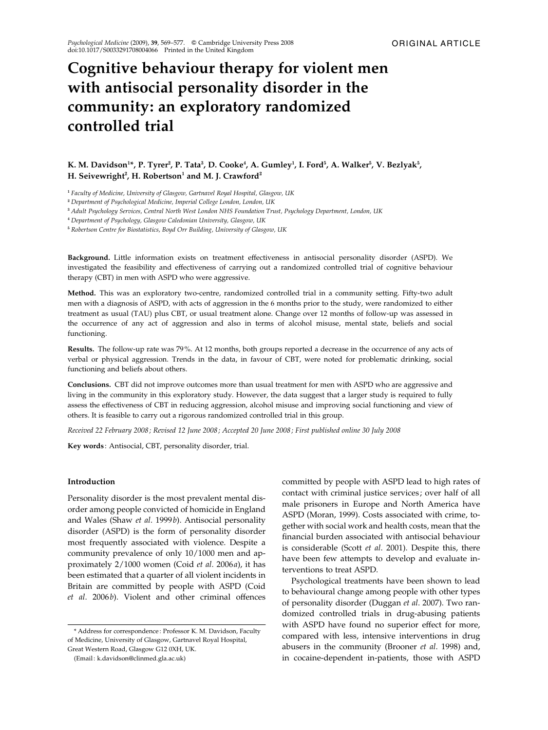# Cognitive behaviour therapy for violent men with antisocial personality disorder in the community: an exploratory randomized controlled trial

K. M. Davidson[1]*, P. Tyrer[2], P. Tata[3], D. Cooke[4], A. Gumley[1], I. Ford[5], A. Walker[5], V. Bezlyak[5], H. Seivewright[2], H. Robertson[1] and M. J. Crawford[2]

[1] *Faculty of Medicine, University of Glasgow, Gartnavel Royal Hospital, Glasgow, UK*

[2] *Department of Psychological Medicine, Imperial College London, London, UK*

[3] *Adult Psychology Services, Central North West London NHS Foundation Trust, Psychology Department, London, UK*

[4] *Department of Psychology, Glasgow Caledonian University, Glasgow, UK*

[5] *Robertson Centre for Biostatistics, Boyd Orr Building, University of Glasgow, UK*

**Background.** Little information exists on treatment effectiveness in antisocial personality disorder (ASPD). We investigated the feasibility and effectiveness of carrying out a randomized controlled trial of cognitive behaviour therapy (CBT) in men with ASPD who were aggressive.

**Method.** This was an exploratory two-centre, randomized controlled trial in a community setting. Fifty-two adult men with a diagnosis of ASPD, with acts of aggression in the 6 months prior to the study, were randomized to either treatment as usual (TAU) plus CBT, or usual treatment alone. Change over 12 months of follow-up was assessed in the occurrence of any act of aggression and also in terms of alcohol misuse, mental state, beliefs and social functioning.

**Results.** The follow-up rate was 79%. At 12 months, both groups reported a decrease in the occurrence of any acts of verbal or physical aggression. Trends in the data, in favour of CBT, were noted for problematic drinking, social functioning and beliefs about others.

**Conclusions.** CBT did not improve outcomes more than usual treatment for men with ASPD who are aggressive and living in the community in this exploratory study. However, the data suggest that a larger study is required to fully assess the effectiveness of CBT in reducing aggression, alcohol misuse and improving social functioning and view of others. It is feasible to carry out a rigorous randomized controlled trial in this group.

*Received 22 February 2008; Revised 12 June 2008; Accepted 20 June 2008; First published online 30 July 2008*

**Key words**: Antisocial, CBT, personality disorder, trial.

## Introduction

Personality disorder is the most prevalent mental disorder among people convicted of homicide in England and Wales (Shaw *et al*. 1999*b*). Antisocial personality disorder (ASPD) is the form of personality disorder most frequently associated with violence. Despite a community prevalence of only 10/1000 men and approximately 2/1000 women (Coid *et al*. 2006*a*), it has been estimated that a quarter of all violent incidents in Britain are committed by people with ASPD (Coid *et al*. 2006*b*). Violent and other criminal offences committed by people with ASPD lead to high rates of contact with criminal justice services; over half of all male prisoners in Europe and North America have ASPD (Moran, 1999). Costs associated with crime, together with social work and health costs, mean that the financial burden associated with antisocial behaviour is considerable (Scott *et al*. 2001). Despite this, there have been few attempts to develop and evaluate interventions to treat ASPD.

Psychological treatments have been shown to lead to behavioural change among people with other types of personality disorder (Duggan *et al*. 2007). Two randomized controlled trials in drug-abusing patients with ASPD have found no superior effect for more, compared with less, intensive interventions in drug abusers in the community (Brooner *et al*. 1998) and, in cocaine-dependent in-patients, those with ASPD

* Address for correspondence: Professor K. M. Davidson, Faculty of Medicine, University of Glasgow, Gartnavel Royal Hospital, Great Western Road, Glasgow G12 0XH, UK.

(Email: k.davidson@clinmed.gla.ac.uk)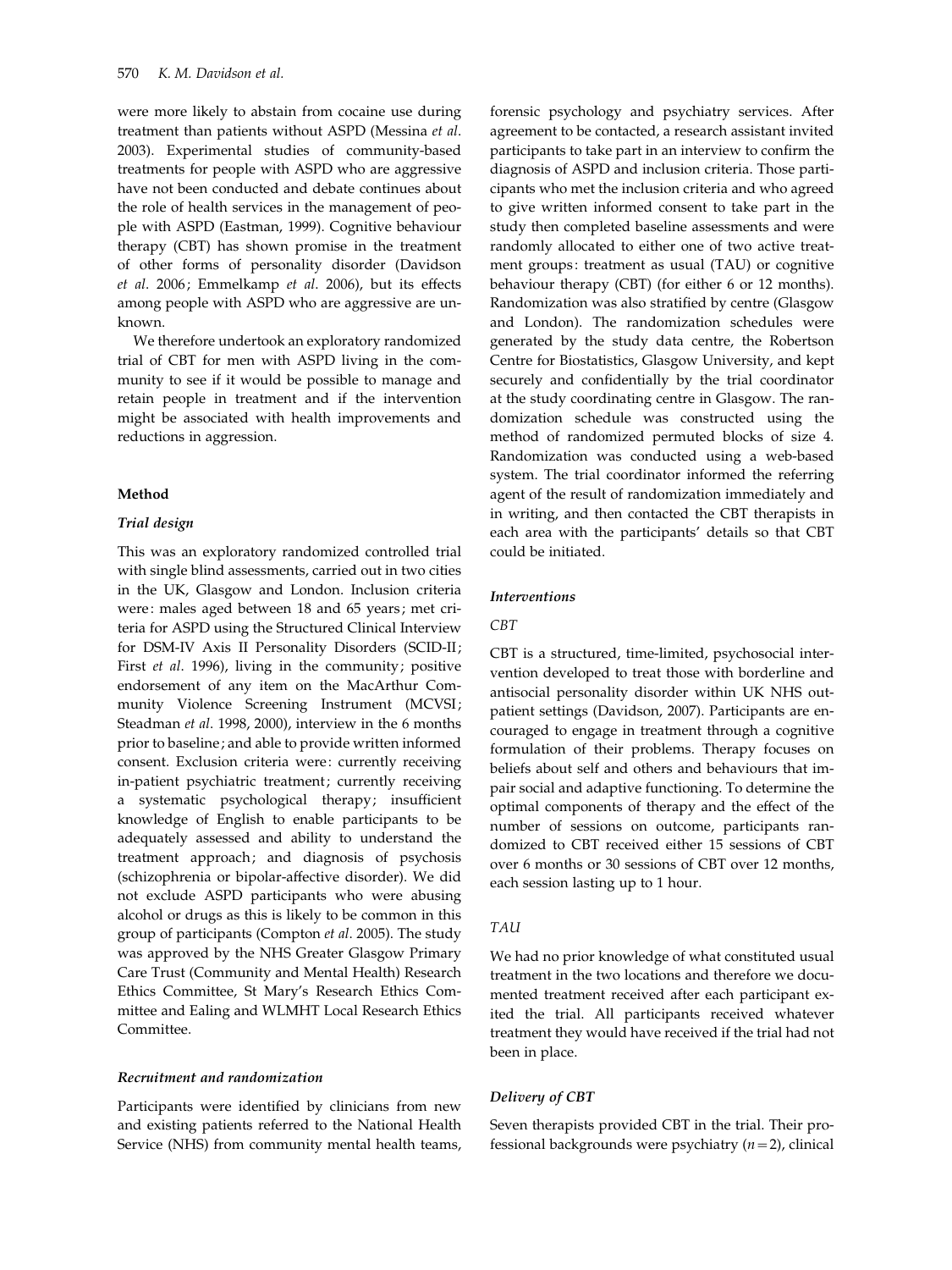were more likely to abstain from cocaine use during treatment than patients without ASPD (Messina *et al*. 2003). Experimental studies of community-based treatments for people with ASPD who are aggressive have not been conducted and debate continues about the role of health services in the management of people with ASPD (Eastman, 1999). Cognitive behaviour therapy (CBT) has shown promise in the treatment of other forms of personality disorder (Davidson *et al*. 2006; Emmelkamp *et al*. 2006), but its effects among people with ASPD who are aggressive are unknown.

We therefore undertook an exploratory randomized trial of CBT for men with ASPD living in the community to see if it would be possible to manage and retain people in treatment and if the intervention might be associated with health improvements and reductions in aggression.

## Method

### *Trial design*

This was an exploratory randomized controlled trial with single blind assessments, carried out in two cities in the UK, Glasgow and London. Inclusion criteria were: males aged between 18 and 65 years; met criteria for ASPD using the Structured Clinical Interview for DSM-IV Axis II Personality Disorders (SCID-II; First *et al*. 1996), living in the community; positive endorsement of any item on the MacArthur Community Violence Screening Instrument (MCVSI; Steadman *et al*. 1998, 2000), interview in the 6 months prior to baseline; and able to provide written informed consent. Exclusion criteria were: currently receiving in-patient psychiatric treatment; currently receiving a systematic psychological therapy; insufficient knowledge of English to enable participants to be adequately assessed and ability to understand the treatment approach; and diagnosis of psychosis (schizophrenia or bipolar-affective disorder). We did not exclude ASPD participants who were abusing alcohol or drugs as this is likely to be common in this group of participants (Compton *et al*. 2005). The study was approved by the NHS Greater Glasgow Primary Care Trust (Community and Mental Health) Research Ethics Committee, St Mary's Research Ethics Committee and Ealing and WLMHT Local Research Ethics Committee.

### *Recruitment and randomization*

Participants were identified by clinicians from new and existing patients referred to the National Health Service (NHS) from community mental health teams, forensic psychology and psychiatry services. After agreement to be contacted, a research assistant invited participants to take part in an interview to confirm the diagnosis of ASPD and inclusion criteria. Those participants who met the inclusion criteria and who agreed to give written informed consent to take part in the study then completed baseline assessments and were randomly allocated to either one of two active treatment groups: treatment as usual (TAU) or cognitive behaviour therapy (CBT) (for either 6 or 12 months). Randomization was also stratified by centre (Glasgow and London). The randomization schedules were generated by the study data centre, the Robertson Centre for Biostatistics, Glasgow University, and kept securely and confidentially by the trial coordinator at the study coordinating centre in Glasgow. The randomization schedule was constructed using the method of randomized permuted blocks of size 4. Randomization was conducted using a web-based system. The trial coordinator informed the referring agent of the result of randomization immediately and in writing, and then contacted the CBT therapists in each area with the participants' details so that CBT could be initiated.

### *Interventions*

#### *CBT*

CBT is a structured, time-limited, psychosocial intervention developed to treat those with borderline and antisocial personality disorder within UK NHS outpatient settings (Davidson, 2007). Participants are encouraged to engage in treatment through a cognitive formulation of their problems. Therapy focuses on beliefs about self and others and behaviours that impair social and adaptive functioning. To determine the optimal components of therapy and the effect of the number of sessions on outcome, participants randomized to CBT received either 15 sessions of CBT over 6 months or 30 sessions of CBT over 12 months, each session lasting up to 1 hour.

#### *TAU*

We had no prior knowledge of what constituted usual treatment in the two locations and therefore we documented treatment received after each participant exited the trial. All participants received whatever treatment they would have received if the trial had not been in place.

### *Delivery of CBT*

Seven therapists provided CBT in the trial. Their professional backgrounds were psychiatry ($n = 2$), clinical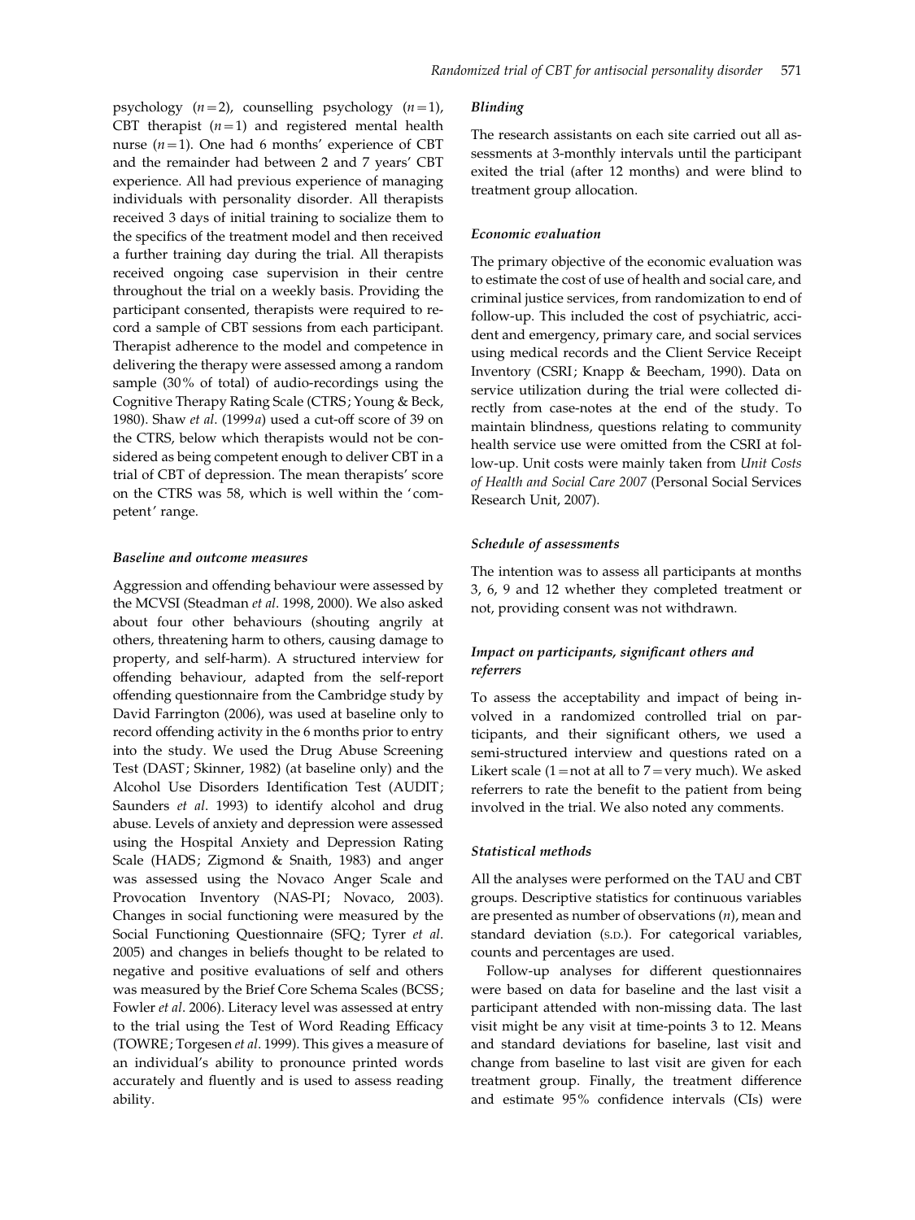psychology ($n=2$), counselling psychology ($n=1$), CBT therapist ($n=1$) and registered mental health nurse ($n=1$). One had 6 months' experience of CBT and the remainder had between 2 and 7 years' CBT experience. All had previous experience of managing individuals with personality disorder. All therapists received 3 days of initial training to socialize them to the specifics of the treatment model and then received a further training day during the trial. All therapists received ongoing case supervision in their centre throughout the trial on a weekly basis. Providing the participant consented, therapists were required to record a sample of CBT sessions from each participant. Therapist adherence to the model and competence in delivering the therapy were assessed among a random sample (30% of total) of audio-recordings using the Cognitive Therapy Rating Scale (CTRS; Young & Beck, 1980). Shaw *et al*. (1999*a*) used a cut-off score of 39 on the CTRS, below which therapists would not be considered as being competent enough to deliver CBT in a trial of CBT of depression. The mean therapists' score on the CTRS was 58, which is well within the 'competent' range.

### *Baseline and outcome measures*

Aggression and offending behaviour were assessed by the MCVSI (Steadman *et al*. 1998, 2000). We also asked about four other behaviours (shouting angrily at others, threatening harm to others, causing damage to property, and self-harm). A structured interview for offending behaviour, adapted from the self-report offending questionnaire from the Cambridge study by David Farrington (2006), was used at baseline only to record offending activity in the 6 months prior to entry into the study. We used the Drug Abuse Screening Test (DAST; Skinner, 1982) (at baseline only) and the Alcohol Use Disorders Identification Test (AUDIT; Saunders *et al*. 1993) to identify alcohol and drug abuse. Levels of anxiety and depression were assessed using the Hospital Anxiety and Depression Rating Scale (HADS; Zigmond & Snaith, 1983) and anger was assessed using the Novaco Anger Scale and Provocation Inventory (NAS-PI; Novaco, 2003). Changes in social functioning were measured by the Social Functioning Questionnaire (SFQ; Tyrer *et al*. 2005) and changes in beliefs thought to be related to negative and positive evaluations of self and others was measured by the Brief Core Schema Scales (BCSS; Fowler *et al*. 2006). Literacy level was assessed at entry to the trial using the Test of Word Reading Efficacy (TOWRE; Torgesen *et al*. 1999). This gives a measure of an individual's ability to pronounce printed words accurately and fluently and is used to assess reading ability.

### *Blinding*

The research assistants on each site carried out all assessments at 3-monthly intervals until the participant exited the trial (after 12 months) and were blind to treatment group allocation.

### *Economic evaluation*

The primary objective of the economic evaluation was to estimate the cost of use of health and social care, and criminal justice services, from randomization to end of follow-up. This included the cost of psychiatric, accident and emergency, primary care, and social services using medical records and the Client Service Receipt Inventory (CSRI; Knapp & Beecham, 1990). Data on service utilization during the trial were collected directly from case-notes at the end of the study. To maintain blindness, questions relating to community health service use were omitted from the CSRI at follow-up. Unit costs were mainly taken from *Unit Costs of Health and Social Care 2007* (Personal Social Services Research Unit, 2007).

### *Schedule of assessments*

The intention was to assess all participants at months 3, 6, 9 and 12 whether they completed treatment or not, providing consent was not withdrawn.

### *Impact on participants, significant others and referrers*

To assess the acceptability and impact of being involved in a randomized controlled trial on participants, and their significant others, we used a semi-structured interview and questions rated on a Likert scale (1 = not at all to 7 = very much). We asked referrers to rate the benefit to the patient from being involved in the trial. We also noted any comments.

### *Statistical methods*

All the analyses were performed on the TAU and CBT groups. Descriptive statistics for continuous variables are presented as number of observations ($n$), mean and standard deviation (S.D.). For categorical variables, counts and percentages are used.

Follow-up analyses for different questionnaires were based on data for baseline and the last visit a participant attended with non-missing data. The last visit might be any visit at time-points 3 to 12. Means and standard deviations for baseline, last visit and change from baseline to last visit are given for each treatment group. Finally, the treatment difference and estimate 95% confidence intervals (CIs) were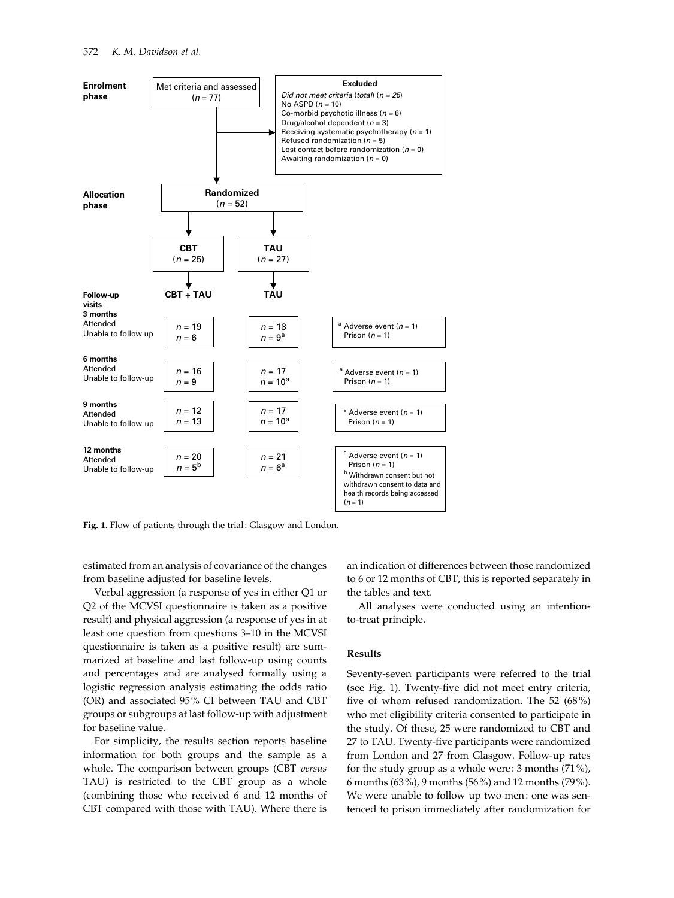**Enrolment phase**

Met criteria and assessed ($n$ = 77)

**Excluded**

*Did not meet criteria (total)* ($n$ = 25)
No ASPD ($n$ = 10)
Co-morbid psychotic illness ($n$ = 6)
Drug/alcohol dependent ($n$ = 3)
Receiving systematic psychotherapy ($n$ = 1)
Refused randomization ($n$ = 5)
Lost contact before randomization ($n$ = 0)
Awaiting randomization ($n$ = 0)

**Allocation phase**

**Randomized** ($n$ = 52)

| | **CBT** ($n$ = 25) | **TAU** ($n$ = 27) | |
|---|---|---|---|
| **Follow-up visits** | **CBT + TAU** | **TAU** | |
| **3 months** | | | |
| Attended | $n$ = 19 | $n$ = 18 | [a] Adverse event ($n$ = 1) Prison ($n$ = 1) |
| Unable to follow up | $n$ = 6 | $n$ = 9[a] | |
| **6 months** | | | |
| Attended | $n$ = 16 | $n$ = 17 | [a] Adverse event ($n$ = 1) Prison ($n$ = 1) |
| Unable to follow-up | $n$ = 9 | $n$ = 10[a] | |
| **9 months** | | | |
| Attended | $n$ = 12 | $n$ = 17 | [a] Adverse event ($n$ = 1) Prison ($n$ = 1) |
| Unable to follow-up | $n$ = 13 | $n$ = 10[a] | |
| **12 months** | | | |
| Attended | $n$ = 20 | $n$ = 21 | [a] Adverse event ($n$ = 1) Prison ($n$ = 1) [b] Withdrawn consent but not withdrawn consent to data and health records being accessed ($n$ = 1) |
| Unable to follow-up | $n$ = 5[b] | $n$ = 6[a] | |

**Fig. 1.** Flow of patients through the trial: Glasgow and London.

estimated from an analysis of covariance of the changes from baseline adjusted for baseline levels.

Verbal aggression (a response of yes in either Q1 or Q2 of the MCVSI questionnaire is taken as a positive result) and physical aggression (a response of yes in at least one question from questions 3–10 in the MCVSI questionnaire is taken as a positive result) are summarized at baseline and last follow-up using counts and percentages and are analysed formally using a logistic regression analysis estimating the odds ratio (OR) and associated 95% CI between TAU and CBT groups or subgroups at last follow-up with adjustment for baseline value.

For simplicity, the results section reports baseline information for both groups and the sample as a whole. The comparison between groups (CBT *versus* TAU) is restricted to the CBT group as a whole (combining those who received 6 and 12 months of CBT compared with those with TAU). Where there is an indication of differences between those randomized to 6 or 12 months of CBT, this is reported separately in the tables and text.

All analyses were conducted using an intention-to-treat principle.

## Results

Seventy-seven participants were referred to the trial (see Fig. 1). Twenty-five did not meet entry criteria, five of whom refused randomization. The 52 (68%) who met eligibility criteria consented to participate in the study. Of these, 25 were randomized to CBT and 27 to TAU. Twenty-five participants were randomized from London and 27 from Glasgow. Follow-up rates for the study group as a whole were: 3 months (71%), 6 months (63%), 9 months (56%) and 12 months (79%). We were unable to follow up two men: one was sentenced to prison immediately after randomization for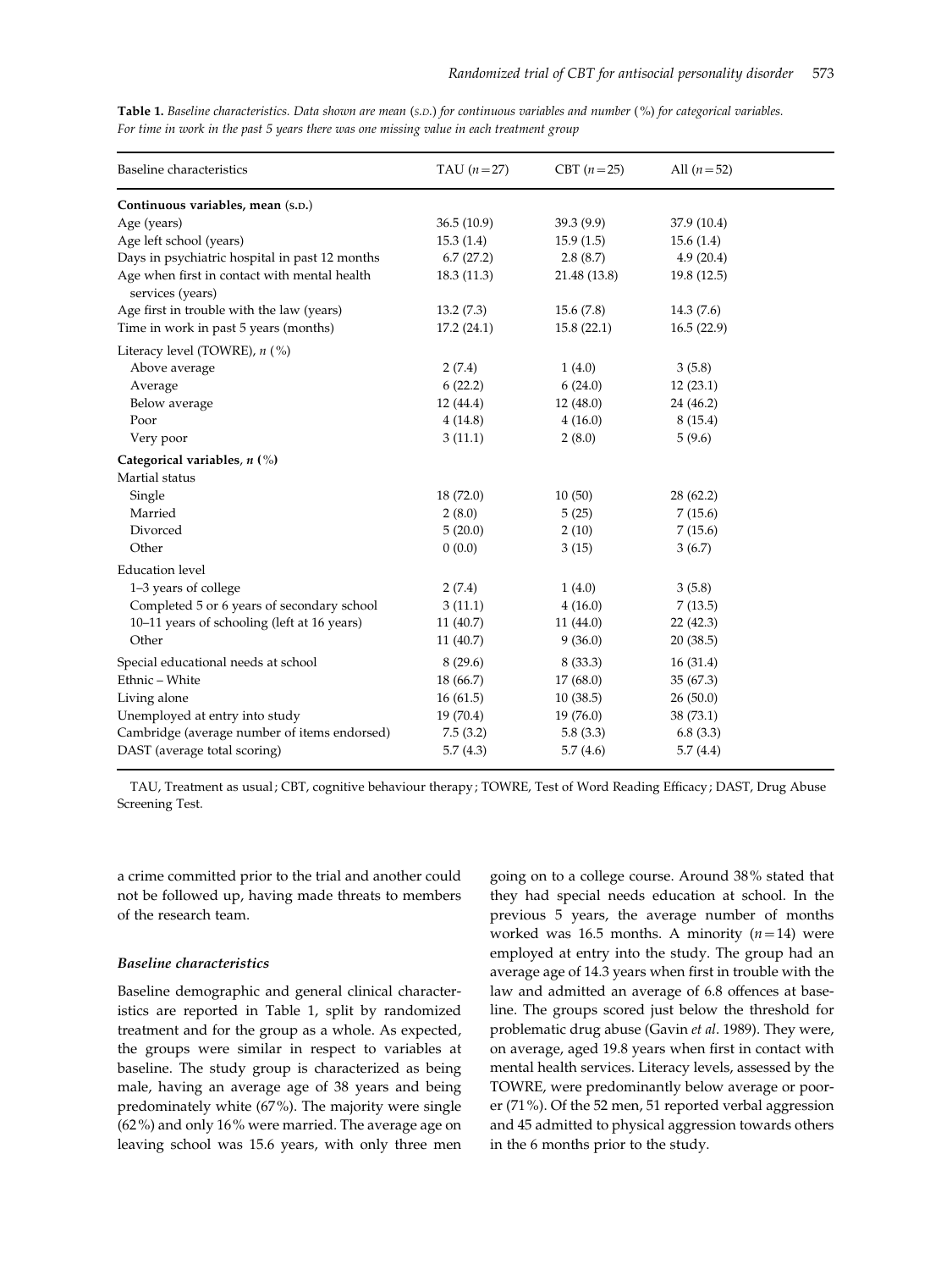**Table 1.** *Baseline characteristics. Data shown are mean* (*S.D.*) *for continuous variables and number* (%) *for categorical variables. For time in work in the past 5 years there was one missing value in each treatment group*

| Baseline characteristics | TAU ($n = 27$) | CBT ($n = 25$) | All ($n = 52$) |
|---|---|---|---|
| **Continuous variables, mean** (S.D.) | | | |
| Age (years) | 36.5 (10.9) | 39.3 (9.9) | 37.9 (10.4) |
| Age left school (years) | 15.3 (1.4) | 15.9 (1.5) | 15.6 (1.4) |
| Days in psychiatric hospital in past 12 months | 6.7 (27.2) | 2.8 (8.7) | 4.9 (20.4) |
| Age when first in contact with mental health services (years) | 18.3 (11.3) | 21.48 (13.8) | 19.8 (12.5) |
| Age first in trouble with the law (years) | 13.2 (7.3) | 15.6 (7.8) | 14.3 (7.6) |
| Time in work in past 5 years (months) | 17.2 (24.1) | 15.8 (22.1) | 16.5 (22.9) |
| Literacy level (TOWRE), *n* (%) | | | |
| Above average | 2 (7.4) | 1 (4.0) | 3 (5.8) |
| Average | 6 (22.2) | 6 (24.0) | 12 (23.1) |
| Below average | 12 (44.4) | 12 (48.0) | 24 (46.2) |
| Poor | 4 (14.8) | 4 (16.0) | 8 (15.4) |
| Very poor | 3 (11.1) | 2 (8.0) | 5 (9.6) |
| **Categorical variables, *n* (%)** | | | |
| Martial status | | | |
| Single | 18 (72.0) | 10 (50) | 28 (62.2) |
| Married | 2 (8.0) | 5 (25) | 7 (15.6) |
| Divorced | 5 (20.0) | 2 (10) | 7 (15.6) |
| Other | 0 (0.0) | 3 (15) | 3 (6.7) |
| Education level | | | |
| 1–3 years of college | 2 (7.4) | 1 (4.0) | 3 (5.8) |
| Completed 5 or 6 years of secondary school | 3 (11.1) | 4 (16.0) | 7 (13.5) |
| 10–11 years of schooling (left at 16 years) | 11 (40.7) | 11 (44.0) | 22 (42.3) |
| Other | 11 (40.7) | 9 (36.0) | 20 (38.5) |
| Special educational needs at school | 8 (29.6) | 8 (33.3) | 16 (31.4) |
| Ethnic – White | 18 (66.7) | 17 (68.0) | 35 (67.3) |
| Living alone | 16 (61.5) | 10 (38.5) | 26 (50.0) |
| Unemployed at entry into study | 19 (70.4) | 19 (76.0) | 38 (73.1) |
| Cambridge (average number of items endorsed) | 7.5 (3.2) | 5.8 (3.3) | 6.8 (3.3) |
| DAST (average total scoring) | 5.7 (4.3) | 5.7 (4.6) | 5.7 (4.4) |

TAU, Treatment as usual; CBT, cognitive behaviour therapy; TOWRE, Test of Word Reading Efficacy; DAST, Drug Abuse Screening Test.

a crime committed prior to the trial and another could not be followed up, having made threats to members of the research team.

### *Baseline characteristics*

Baseline demographic and general clinical characteristics are reported in Table 1, split by randomized treatment and for the group as a whole. As expected, the groups were similar in respect to variables at baseline. The study group is characterized as being male, having an average age of 38 years and being predominately white (67%). The majority were single (62%) and only 16% were married. The average age on leaving school was 15.6 years, with only three men going on to a college course. Around 38% stated that they had special needs education at school. In the previous 5 years, the average number of months worked was 16.5 months. A minority ($n = 14$) were employed at entry into the study. The group had an average age of 14.3 years when first in trouble with the law and admitted an average of 6.8 offences at baseline. The groups scored just below the threshold for problematic drug abuse (Gavin *et al.* 1989). They were, on average, aged 19.8 years when first in contact with mental health services. Literacy levels, assessed by the TOWRE, were predominantly below average or poorer (71%). Of the 52 men, 51 reported verbal aggression and 45 admitted to physical aggression towards others in the 6 months prior to the study.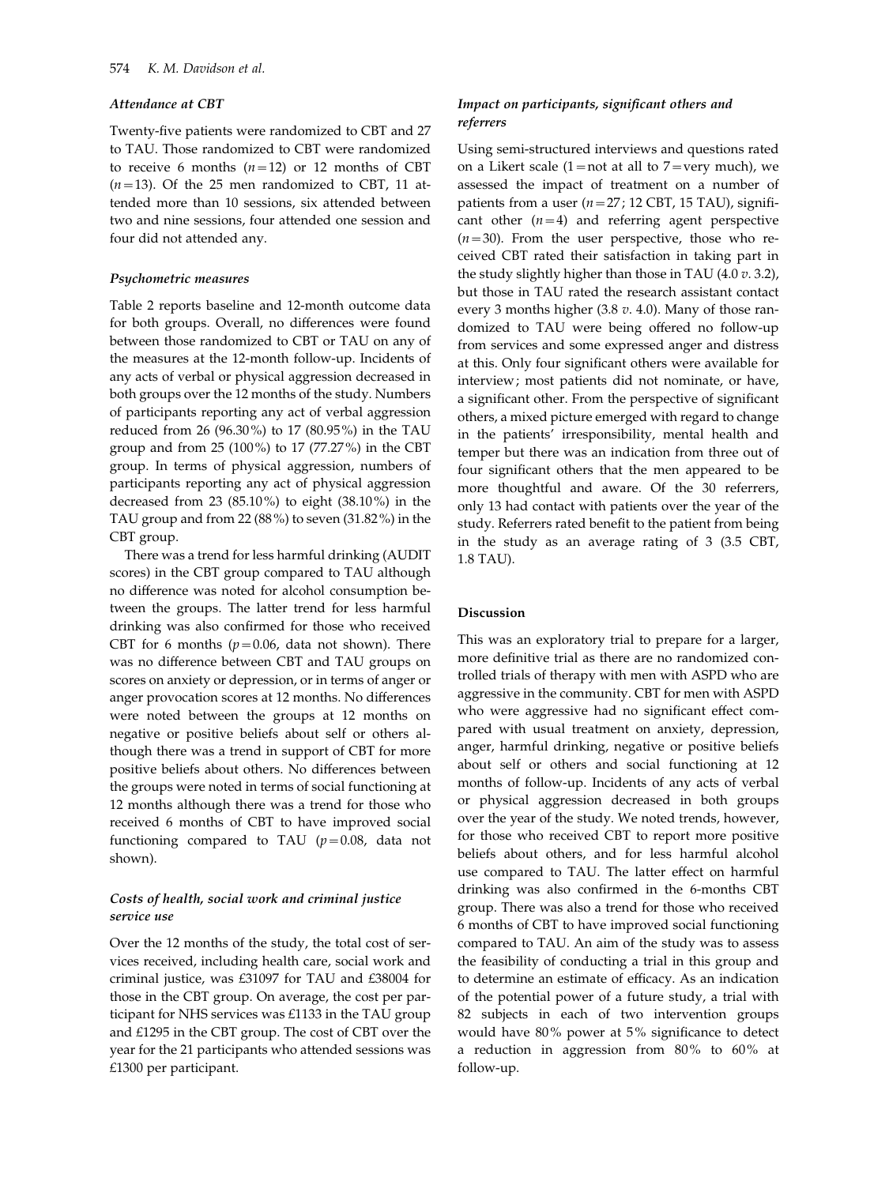### *Attendance at CBT*

Twenty-five patients were randomized to CBT and 27 to TAU. Those randomized to CBT were randomized to receive 6 months ($n=12$) or 12 months of CBT ($n=13$). Of the 25 men randomized to CBT, 11 attended more than 10 sessions, six attended between two and nine sessions, four attended one session and four did not attended any.

### *Psychometric measures*

Table 2 reports baseline and 12-month outcome data for both groups. Overall, no differences were found between those randomized to CBT or TAU on any of the measures at the 12-month follow-up. Incidents of any acts of verbal or physical aggression decreased in both groups over the 12 months of the study. Numbers of participants reporting any act of verbal aggression reduced from 26 (96.30%) to 17 (80.95%) in the TAU group and from 25 (100%) to 17 (77.27%) in the CBT group. In terms of physical aggression, numbers of participants reporting any act of physical aggression decreased from 23 (85.10%) to eight (38.10%) in the TAU group and from 22 (88%) to seven (31.82%) in the CBT group.

There was a trend for less harmful drinking (AUDIT scores) in the CBT group compared to TAU although no difference was noted for alcohol consumption between the groups. The latter trend for less harmful drinking was also confirmed for those who received CBT for 6 months ($p=0.06$, data not shown). There was no difference between CBT and TAU groups on scores on anxiety or depression, or in terms of anger or anger provocation scores at 12 months. No differences were noted between the groups at 12 months on negative or positive beliefs about self or others although there was a trend in support of CBT for more positive beliefs about others. No differences between the groups were noted in terms of social functioning at 12 months although there was a trend for those who received 6 months of CBT to have improved social functioning compared to TAU ($p=0.08$, data not shown).

### *Costs of health, social work and criminal justice service use*

Over the 12 months of the study, the total cost of services received, including health care, social work and criminal justice, was £31097 for TAU and £38004 for those in the CBT group. On average, the cost per participant for NHS services was £1133 in the TAU group and £1295 in the CBT group. The cost of CBT over the year for the 21 participants who attended sessions was £1300 per participant.

### *Impact on participants, significant others and referrers*

Using semi-structured interviews and questions rated on a Likert scale (1 = not at all to 7 = very much), we assessed the impact of treatment on a number of patients from a user ($n=27$; 12 CBT, 15 TAU), significant other ($n=4$) and referring agent perspective ($n=30$). From the user perspective, those who received CBT rated their satisfaction in taking part in the study slightly higher than those in TAU (4.0 *v.* 3.2), but those in TAU rated the research assistant contact every 3 months higher (3.8 *v.* 4.0). Many of those randomized to TAU were being offered no follow-up from services and some expressed anger and distress at this. Only four significant others were available for interview; most patients did not nominate, or have, a significant other. From the perspective of significant others, a mixed picture emerged with regard to change in the patients' irresponsibility, mental health and temper but there was an indication from three out of four significant others that the men appeared to be more thoughtful and aware. Of the 30 referrers, only 13 had contact with patients over the year of the study. Referrers rated benefit to the patient from being in the study as an average rating of 3 (3.5 CBT, 1.8 TAU).

## Discussion

This was an exploratory trial to prepare for a larger, more definitive trial as there are no randomized controlled trials of therapy with men with ASPD who are aggressive in the community. CBT for men with ASPD who were aggressive had no significant effect compared with usual treatment on anxiety, depression, anger, harmful drinking, negative or positive beliefs about self or others and social functioning at 12 months of follow-up. Incidents of any acts of verbal or physical aggression decreased in both groups over the year of the study. We noted trends, however, for those who received CBT to report more positive beliefs about others, and for less harmful alcohol use compared to TAU. The latter effect on harmful drinking was also confirmed in the 6-months CBT group. There was also a trend for those who received 6 months of CBT to have improved social functioning compared to TAU. An aim of the study was to assess the feasibility of conducting a trial in this group and to determine an estimate of efficacy. As an indication of the potential power of a future study, a trial with 82 subjects in each of two intervention groups would have 80% power at 5% significance to detect a reduction in aggression from 80% to 60% at follow-up.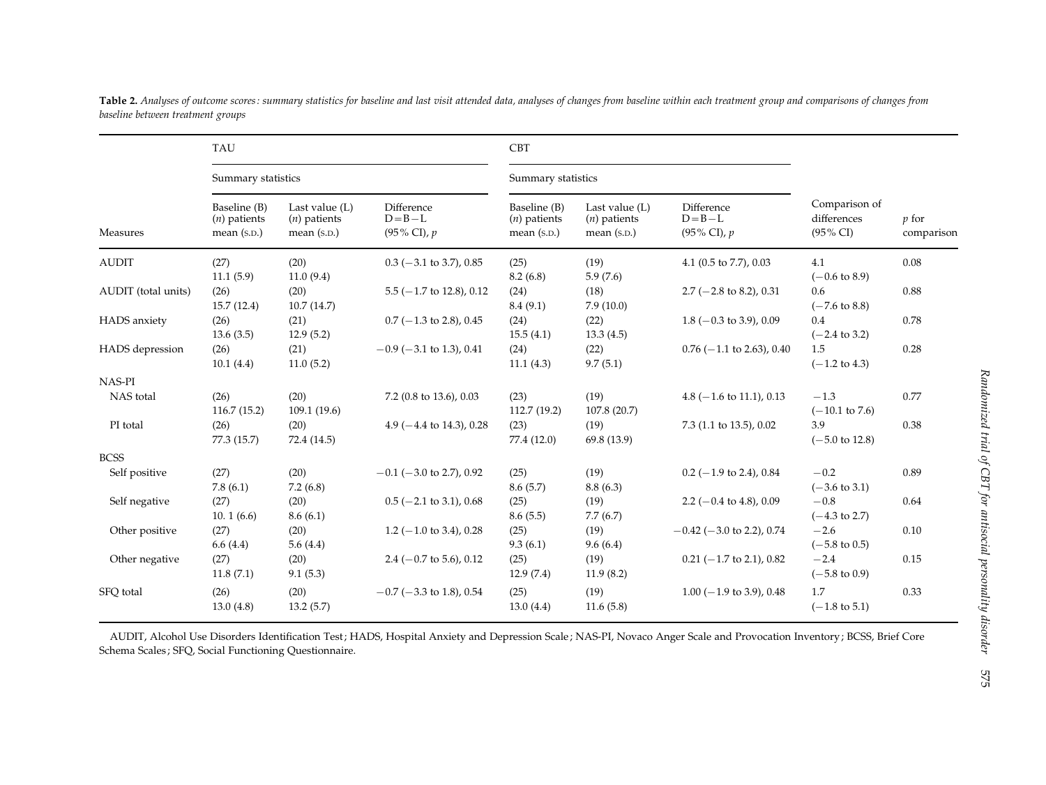**Table 2.** *Analyses of outcome scores: summary statistics for baseline and last visit attended data, analyses of changes from baseline within each treatment group and comparisons of changes from baseline between treatment groups*

| | TAU | | | CBT | | | | |
|---|---|---|---|---|---|---|---|---|
| | Summary statistics | | | Summary statistics | | | | |
| Measures | Baseline (B) (*n*) patients mean (S.D.) | Last value (L) (*n*) patients mean (S.D.) | Difference D=B−L (95% CI), *p* | Baseline (B) (*n*) patients mean (S.D.) | Last value (L) (*n*) patients mean (S.D.) | Difference D=B−L (95% CI), *p* | Comparison of differences (95% CI) | *p* for comparison |
| AUDIT | (27) 11.1 (5.9) | (20) 11.0 (9.4) | 0.3 (−3.1 to 3.7), 0.85 | (25) 8.2 (6.8) | (19) 5.9 (7.6) | 4.1 (0.5 to 7.7), 0.03 | 4.1 (−0.6 to 8.9) | 0.08 |
| AUDIT (total units) | (26) 15.7 (12.4) | (20) 10.7 (14.7) | 5.5 (−1.7 to 12.8), 0.12 | (24) 8.4 (9.1) | (18) 7.9 (10.0) | 2.7 (−2.8 to 8.2), 0.31 | 0.6 (−7.6 to 8.8) | 0.88 |
| HADS anxiety | (26) 13.6 (3.5) | (21) 12.9 (5.2) | 0.7 (−1.3 to 2.8), 0.45 | (24) 15.5 (4.1) | (22) 13.3 (4.5) | 1.8 (−0.3 to 3.9), 0.09 | 0.4 (−2.4 to 3.2) | 0.78 |
| HADS depression | (26) 10.1 (4.4) | (21) 11.0 (5.2) | −0.9 (−3.1 to 1.3), 0.41 | (24) 11.1 (4.3) | (22) 9.7 (5.1) | 0.76 (−1.1 to 2.63), 0.40 | 1.5 (−1.2 to 4.3) | 0.28 |
| NAS-PI | | | | | | | | |
| NAS total | (26) 116.7 (15.2) | (20) 109.1 (19.6) | 7.2 (0.8 to 13.6), 0.03 | (23) 112.7 (19.2) | (19) 107.8 (20.7) | 4.8 (−1.6 to 11.1), 0.13 | −1.3 (−10.1 to 7.6) | 0.77 |
| PI total | (26) 77.3 (15.7) | (20) 72.4 (14.5) | 4.9 (−4.4 to 14.3), 0.28 | (23) 77.4 (12.0) | (19) 69.8 (13.9) | 7.3 (1.1 to 13.5), 0.02 | 3.9 (−5.0 to 12.8) | 0.38 |
| BCSS | | | | | | | | |
| Self positive | (27) 7.8 (6.1) | (20) 7.2 (6.8) | −0.1 (−3.0 to 2.7), 0.92 | (25) 8.6 (5.7) | (19) 8.8 (6.3) | 0.2 (−1.9 to 2.4), 0.84 | −0.2 (−3.6 to 3.1) | 0.89 |
| Self negative | (27) 10. 1 (6.6) | (20) 8.6 (6.1) | 0.5 (−2.1 to 3.1), 0.68 | (25) 8.6 (5.5) | (19) 7.7 (6.7) | 2.2 (−0.4 to 4.8), 0.09 | −0.8 (−4.3 to 2.7) | 0.64 |
| Other positive | (27) 6.6 (4.4) | (20) 5.6 (4.4) | 1.2 (−1.0 to 3.4), 0.28 | (25) 9.3 (6.1) | (19) 9.6 (6.4) | −0.42 (−3.0 to 2.2), 0.74 | −2.6 (−5.8 to 0.5) | 0.10 |
| Other negative | (27) 11.8 (7.1) | (20) 9.1 (5.3) | 2.4 (−0.7 to 5.6), 0.12 | (25) 12.9 (7.4) | (19) 11.9 (8.2) | 0.21 (−1.7 to 2.1), 0.82 | −2.4 (−5.8 to 0.9) | 0.15 |
| SFQ total | (26) 13.0 (4.8) | (20) 13.2 (5.7) | −0.7 (−3.3 to 1.8), 0.54 | (25) 13.0 (4.4) | (19) 11.6 (5.8) | 1.00 (−1.9 to 3.9), 0.48 | 1.7 (−1.8 to 5.1) | 0.33 |

AUDIT, Alcohol Use Disorders Identification Test; HADS, Hospital Anxiety and Depression Scale; NAS-PI, Novaco Anger Scale and Provocation Inventory; BCSS, Brief Core Schema Scales; SFQ, Social Functioning Questionnaire.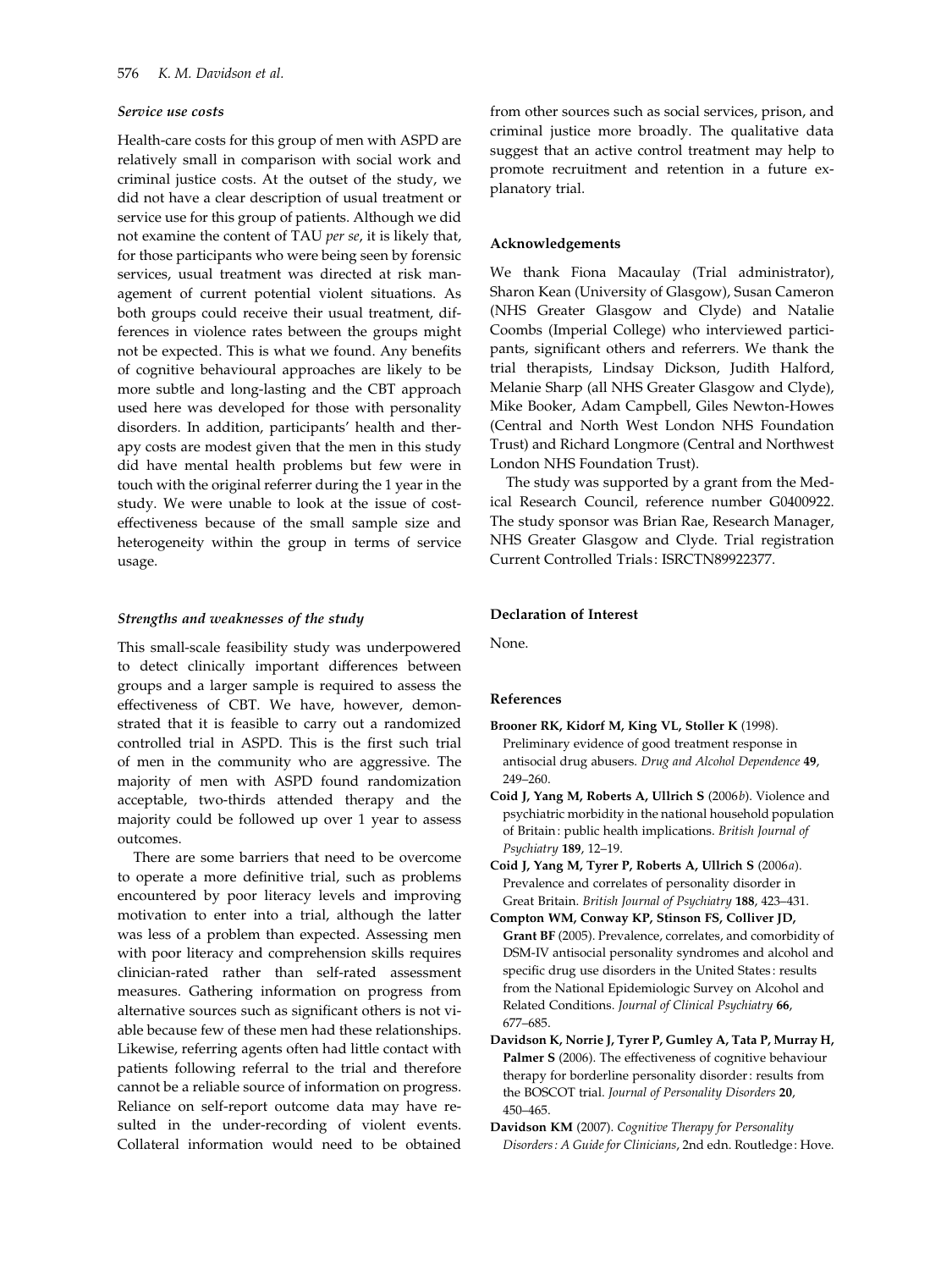### *Service use costs*

Health-care costs for this group of men with ASPD are relatively small in comparison with social work and criminal justice costs. At the outset of the study, we did not have a clear description of usual treatment or service use for this group of patients. Although we did not examine the content of TAU *per se*, it is likely that, for those participants who were being seen by forensic services, usual treatment was directed at risk management of current potential violent situations. As both groups could receive their usual treatment, differences in violence rates between the groups might not be expected. This is what we found. Any benefits of cognitive behavioural approaches are likely to be more subtle and long-lasting and the CBT approach used here was developed for those with personality disorders. In addition, participants' health and therapy costs are modest given that the men in this study did have mental health problems but few were in touch with the original referrer during the 1 year in the study. We were unable to look at the issue of cost-effectiveness because of the small sample size and heterogeneity within the group in terms of service usage.

### *Strengths and weaknesses of the study*

This small-scale feasibility study was underpowered to detect clinically important differences between groups and a larger sample is required to assess the effectiveness of CBT. We have, however, demonstrated that it is feasible to carry out a randomized controlled trial in ASPD. This is the first such trial of men in the community who are aggressive. The majority of men with ASPD found randomization acceptable, two-thirds attended therapy and the majority could be followed up over 1 year to assess outcomes.

There are some barriers that need to be overcome to operate a more definitive trial, such as problems encountered by poor literacy levels and improving motivation to enter into a trial, although the latter was less of a problem than expected. Assessing men with poor literacy and comprehension skills requires clinician-rated rather than self-rated assessment measures. Gathering information on progress from alternative sources such as significant others is not viable because few of these men had these relationships. Likewise, referring agents often had little contact with patients following referral to the trial and therefore cannot be a reliable source of information on progress. Reliance on self-report outcome data may have resulted in the under-recording of violent events. Collateral information would need to be obtained from other sources such as social services, prison, and criminal justice more broadly. The qualitative data suggest that an active control treatment may help to promote recruitment and retention in a future explanatory trial.

## Acknowledgements

We thank Fiona Macaulay (Trial administrator), Sharon Kean (University of Glasgow), Susan Cameron (NHS Greater Glasgow and Clyde) and Natalie Coombs (Imperial College) who interviewed participants, significant others and referrers. We thank the trial therapists, Lindsay Dickson, Judith Halford, Melanie Sharp (all NHS Greater Glasgow and Clyde), Mike Booker, Adam Campbell, Giles Newton-Howes (Central and North West London NHS Foundation Trust) and Richard Longmore (Central and Northwest London NHS Foundation Trust).

The study was supported by a grant from the Medical Research Council, reference number G0400922. The study sponsor was Brian Rae, Research Manager, NHS Greater Glasgow and Clyde. Trial registration Current Controlled Trials: ISRCTN89922377.

## Declaration of Interest

None.

## References

**Brooner RK, Kidorf M, King VL, Stoller K** (1998). Preliminary evidence of good treatment response in antisocial drug abusers. *Drug and Alcohol Dependence* **49**, 249–260.

**Coid J, Yang M, Roberts A, Ullrich S** (2006*b*). Violence and psychiatric morbidity in the national household population of Britain: public health implications. *British Journal of Psychiatry* **189**, 12–19.

**Coid J, Yang M, Tyrer P, Roberts A, Ullrich S** (2006*a*). Prevalence and correlates of personality disorder in Great Britain. *British Journal of Psychiatry* **188**, 423–431.

**Compton WM, Conway KP, Stinson FS, Colliver JD, Grant BF** (2005). Prevalence, correlates, and comorbidity of DSM-IV antisocial personality syndromes and alcohol and specific drug use disorders in the United States: results from the National Epidemiologic Survey on Alcohol and Related Conditions. *Journal of Clinical Psychiatry* **66**, 677–685.

**Davidson K, Norrie J, Tyrer P, Gumley A, Tata P, Murray H, Palmer S** (2006). The effectiveness of cognitive behaviour therapy for borderline personality disorder: results from the BOSCOT trial. *Journal of Personality Disorders* **20**, 450–465.

**Davidson KM** (2007). *Cognitive Therapy for Personality Disorders: A Guide for Clinicians*, 2nd edn. Routledge: Hove.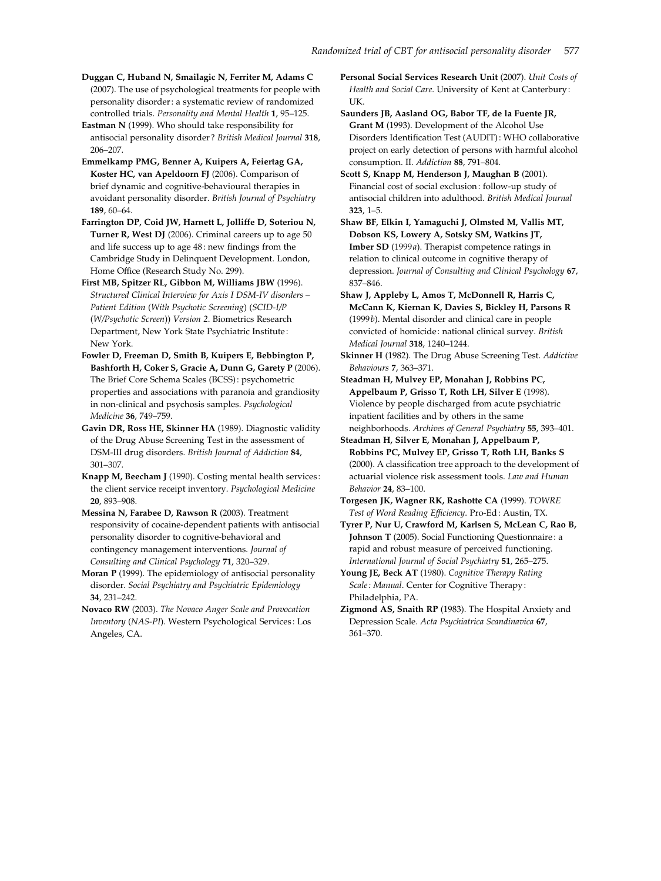**Duggan C, Huband N, Smailagic N, Ferriter M, Adams C** (2007). The use of psychological treatments for people with personality disorder: a systematic review of randomized controlled trials. *Personality and Mental Health* **1**, 95–125.

**Eastman N** (1999). Who should take responsibility for antisocial personality disorder? *British Medical Journal* **318**, 206–207.

**Emmelkamp PMG, Benner A, Kuipers A, Feiertag GA, Koster HC, van Apeldoorn FJ** (2006). Comparison of brief dynamic and cognitive-behavioural therapies in avoidant personality disorder. *British Journal of Psychiatry* **189**, 60–64.

**Farrington DP, Coid JW, Harnett L, Jolliffe D, Soteriou N, Turner R, West DJ** (2006). Criminal careers up to age 50 and life success up to age 48: new findings from the Cambridge Study in Delinquent Development. London, Home Office (Research Study No. 299).

**First MB, Spitzer RL, Gibbon M, Williams JBW** (1996). *Structured Clinical Interview for Axis I DSM-IV disorders – Patient Edition (With Psychotic Screening) (SCID-I/P (W/Psychotic Screen)) Version 2*. Biometrics Research Department, New York State Psychiatric Institute: New York.

**Fowler D, Freeman D, Smith B, Kuipers E, Bebbington P, Bashforth H, Coker S, Gracie A, Dunn G, Garety P** (2006). The Brief Core Schema Scales (BCSS): psychometric properties and associations with paranoia and grandiosity in non-clinical and psychosis samples. *Psychological Medicine* **36**, 749–759.

**Gavin DR, Ross HE, Skinner HA** (1989). Diagnostic validity of the Drug Abuse Screening Test in the assessment of DSM-III drug disorders. *British Journal of Addiction* **84**, 301–307.

**Knapp M, Beecham J** (1990). Costing mental health services: the client service receipt inventory. *Psychological Medicine* **20**, 893–908.

**Messina N, Farabee D, Rawson R** (2003). Treatment responsivity of cocaine-dependent patients with antisocial personality disorder to cognitive-behavioral and contingency management interventions. *Journal of Consulting and Clinical Psychology* **71**, 320–329.

**Moran P** (1999). The epidemiology of antisocial personality disorder. *Social Psychiatry and Psychiatric Epidemiology* **34**, 231–242.

**Novaco RW** (2003). *The Novaco Anger Scale and Provocation Inventory (NAS-PI)*. Western Psychological Services: Los Angeles, CA.

**Personal Social Services Research Unit** (2007). *Unit Costs of Health and Social Care*. University of Kent at Canterbury: UK.

**Saunders JB, Aasland OG, Babor TF, de la Fuente JR, Grant M** (1993). Development of the Alcohol Use Disorders Identification Test (AUDIT): WHO collaborative project on early detection of persons with harmful alcohol consumption. II. *Addiction* **88**, 791–804.

**Scott S, Knapp M, Henderson J, Maughan B** (2001). Financial cost of social exclusion: follow-up study of antisocial children into adulthood. *British Medical Journal* **323**, 1–5.

**Shaw BF, Elkin I, Yamaguchi J, Olmsted M, Vallis MT, Dobson KS, Lowery A, Sotsky SM, Watkins JT, Imber SD** (1999*a*). Therapist competence ratings in relation to clinical outcome in cognitive therapy of depression. *Journal of Consulting and Clinical Psychology* **67**, 837–846.

**Shaw J, Appleby L, Amos T, McDonnell R, Harris C, McCann K, Kiernan K, Davies S, Bickley H, Parsons R** (1999*b*). Mental disorder and clinical care in people convicted of homicide: national clinical survey. *British Medical Journal* **318**, 1240–1244.

**Skinner H** (1982). The Drug Abuse Screening Test. *Addictive Behaviours* **7**, 363–371.

**Steadman H, Mulvey EP, Monahan J, Robbins PC, Appelbaum P, Grisso T, Roth LH, Silver E** (1998). Violence by people discharged from acute psychiatric inpatient facilities and by others in the same neighborhoods. *Archives of General Psychiatry* **55**, 393–401.

**Steadman H, Silver E, Monahan J, Appelbaum P, Robbins PC, Mulvey EP, Grisso T, Roth LH, Banks S** (2000). A classification tree approach to the development of actuarial violence risk assessment tools. *Law and Human Behavior* **24**, 83–100.

**Torgesen JK, Wagner RK, Rashotte CA** (1999). *TOWRE Test of Word Reading Efficiency*. Pro-Ed: Austin, TX.

**Tyrer P, Nur U, Crawford M, Karlsen S, McLean C, Rao B, Johnson T** (2005). Social Functioning Questionnaire: a rapid and robust measure of perceived functioning. *International Journal of Social Psychiatry* **51**, 265–275.

**Young JE, Beck AT** (1980). *Cognitive Therapy Rating Scale: Manual*. Center for Cognitive Therapy: Philadelphia, PA.

**Zigmond AS, Snaith RP** (1983). The Hospital Anxiety and Depression Scale. *Acta Psychiatrica Scandinavica* **67**, 361–370.